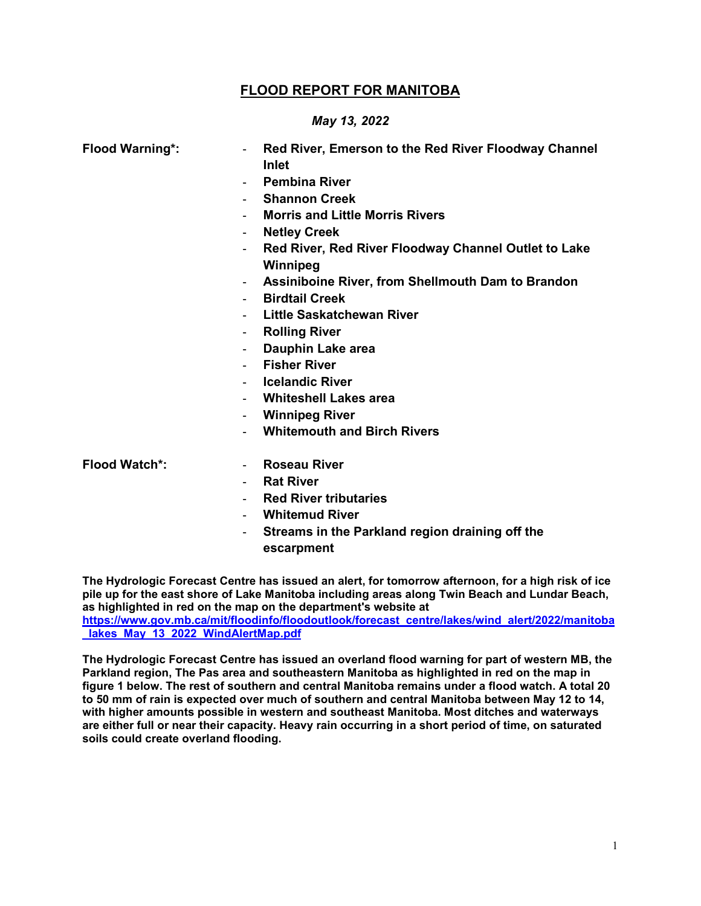# FLOOD REPORT FOR MANITOBA

*May 13, 2022*

**Flood Warning*:**

- **Red River, Emerson to the Red River Floodway Channel Inlet**
- **Pembina River**
- **Shannon Creek**
- **Morris and Little Morris Rivers**
- **Netley Creek**
- **Red River, Red River Floodway Channel Outlet to Lake Winnipeg**
- **Assiniboine River, from Shellmouth Dam to Brandon**
- **Birdtail Creek**
- **Little Saskatchewan River**
- **Rolling River**
- **Dauphin Lake area**
- **Fisher River**
- **Icelandic River**
- **Whiteshell Lakes area**
- **Winnipeg River**
- **Whitemouth and Birch Rivers**

**Flood Watch*:**

- **Roseau River**
- **Rat River**
- **Red River tributaries**
- **Whitemud River**
- **Streams in the Parkland region draining off the escarpment**

**The Hydrologic Forecast Centre has issued an alert, for tomorrow afternoon, for a high risk of ice pile up for the east shore of Lake Manitoba including areas along Twin Beach and Lundar Beach, as highlighted in red on the map on the department's website at [https://www.gov.mb.ca/mit/floodinfo/floodoutlook/forecast_centre/lakes/wind_alert/2022/manitoba_lakes_May_13_2022_WindAlertMap.pdf](https://www.gov.mb.ca/mit/floodinfo/floodoutlook/forecast_centre/lakes/wind_alert/2022/manitoba_lakes_May_13_2022_WindAlertMap.pdf)**

**The Hydrologic Forecast Centre has issued an overland flood warning for part of western MB, the Parkland region, The Pas area and southeastern Manitoba as highlighted in red on the map in figure 1 below. The rest of southern and central Manitoba remains under a flood watch. A total 20 to 50 mm of rain is expected over much of southern and central Manitoba between May 12 to 14, with higher amounts possible in western and southeast Manitoba. Most ditches and waterways are either full or near their capacity. Heavy rain occurring in a short period of time, on saturated soils could create overland flooding.**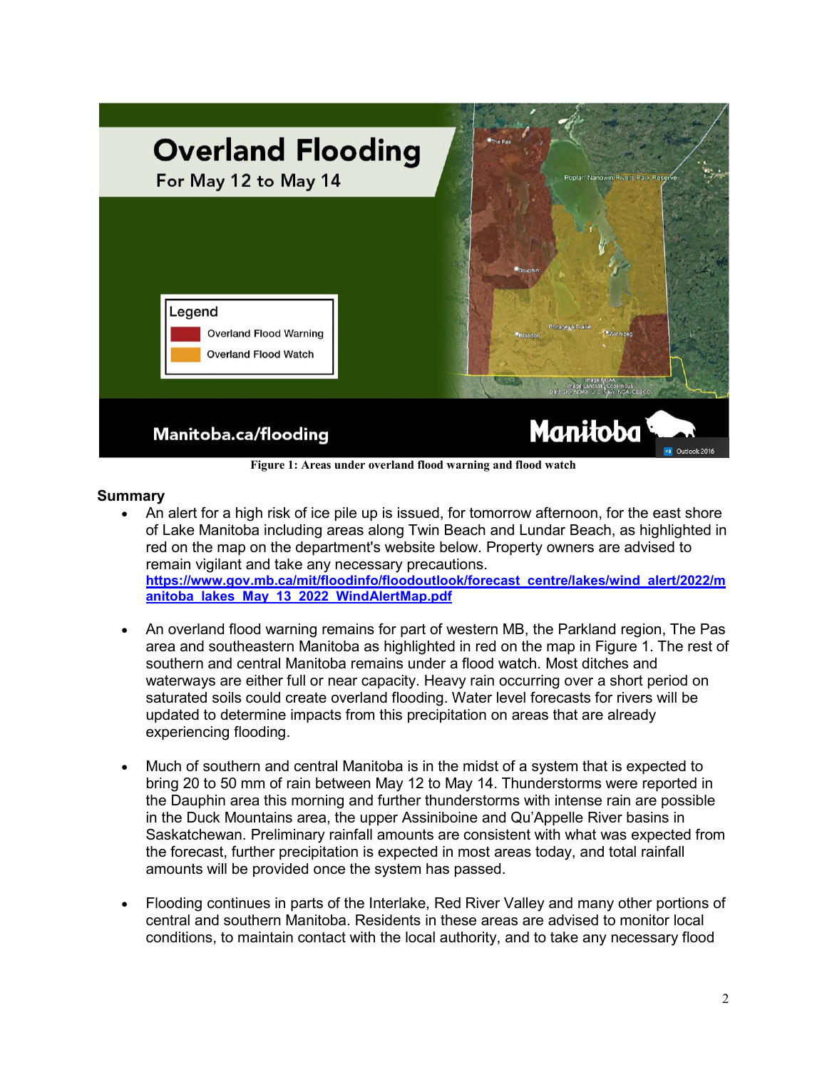Figure 1: Areas under overland flood warning and flood watch

## Summary

- An alert for a high risk of ice pile up is issued, for tomorrow afternoon, for the east shore of Lake Manitoba including areas along Twin Beach and Lundar Beach, as highlighted in red on the map on the department's website below. Property owners are advised to remain vigilant and take any necessary precautions.
  **https://www.gov.mb.ca/mit/floodinfo/floodoutlook/forecast_centre/lakes/wind_alert/2022/manitoba_lakes_May_13_2022_WindAlertMap.pdf**

- An overland flood warning remains for part of western MB, the Parkland region, The Pas area and southeastern Manitoba as highlighted in red on the map in Figure 1. The rest of southern and central Manitoba remains under a flood watch. Most ditches and waterways are either full or near capacity. Heavy rain occurring over a short period on saturated soils could create overland flooding. Water level forecasts for rivers will be updated to determine impacts from this precipitation on areas that are already experiencing flooding.

- Much of southern and central Manitoba is in the midst of a system that is expected to bring 20 to 50 mm of rain between May 12 to May 14. Thunderstorms were reported in the Dauphin area this morning and further thunderstorms with intense rain are possible in the Duck Mountains area, the upper Assiniboine and Qu'Appelle River basins in Saskatchewan. Preliminary rainfall amounts are consistent with what was expected from the forecast, further precipitation is expected in most areas today, and total rainfall amounts will be provided once the system has passed.

- Flooding continues in parts of the Interlake, Red River Valley and many other portions of central and southern Manitoba. Residents in these areas are advised to monitor local conditions, to maintain contact with the local authority, and to take any necessary flood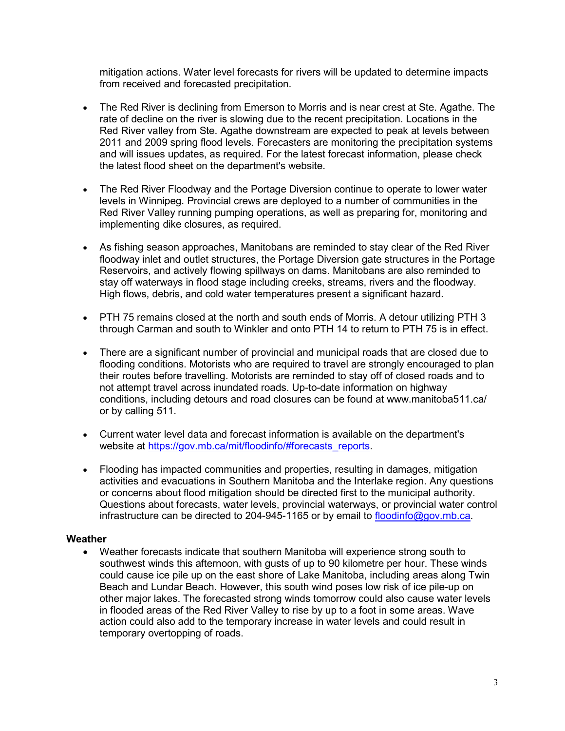mitigation actions. Water level forecasts for rivers will be updated to determine impacts from received and forecasted precipitation.

- The Red River is declining from Emerson to Morris and is near crest at Ste. Agathe. The rate of decline on the river is slowing due to the recent precipitation. Locations in the Red River valley from Ste. Agathe downstream are expected to peak at levels between 2011 and 2009 spring flood levels. Forecasters are monitoring the precipitation systems and will issues updates, as required. For the latest forecast information, please check the latest flood sheet on the department's website.

- The Red River Floodway and the Portage Diversion continue to operate to lower water levels in Winnipeg. Provincial crews are deployed to a number of communities in the Red River Valley running pumping operations, as well as preparing for, monitoring and implementing dike closures, as required.

- As fishing season approaches, Manitobans are reminded to stay clear of the Red River floodway inlet and outlet structures, the Portage Diversion gate structures in the Portage Reservoirs, and actively flowing spillways on dams. Manitobans are also reminded to stay off waterways in flood stage including creeks, streams, rivers and the floodway. High flows, debris, and cold water temperatures present a significant hazard.

- PTH 75 remains closed at the north and south ends of Morris. A detour utilizing PTH 3 through Carman and south to Winkler and onto PTH 14 to return to PTH 75 is in effect.

- There are a significant number of provincial and municipal roads that are closed due to flooding conditions. Motorists who are required to travel are strongly encouraged to plan their routes before travelling. Motorists are reminded to stay off of closed roads and to not attempt travel across inundated roads. Up-to-date information on highway conditions, including detours and road closures can be found at www.manitoba511.ca/ or by calling 511.

- Current water level data and forecast information is available on the department's website at https://gov.mb.ca/mit/floodinfo/#forecasts_reports.

- Flooding has impacted communities and properties, resulting in damages, mitigation activities and evacuations in Southern Manitoba and the Interlake region. Any questions or concerns about flood mitigation should be directed first to the municipal authority. Questions about forecasts, water levels, provincial waterways, or provincial water control infrastructure can be directed to 204-945-1165 or by email to floodinfo@gov.mb.ca.

**Weather**

- Weather forecasts indicate that southern Manitoba will experience strong south to southwest winds this afternoon, with gusts of up to 90 kilometre per hour. These winds could cause ice pile up on the east shore of Lake Manitoba, including areas along Twin Beach and Lundar Beach. However, this south wind poses low risk of ice pile-up on other major lakes. The forecasted strong winds tomorrow could also cause water levels in flooded areas of the Red River Valley to rise by up to a foot in some areas. Wave action could also add to the temporary increase in water levels and could result in temporary overtopping of roads.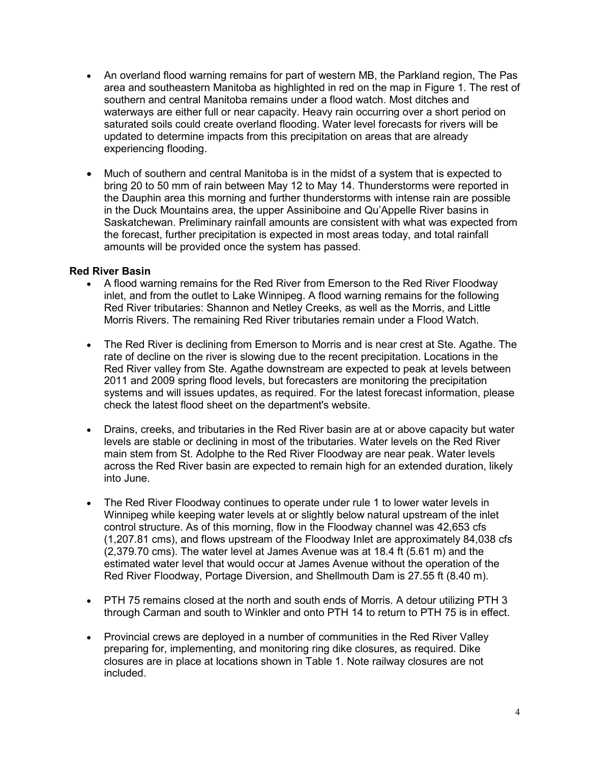- An overland flood warning remains for part of western MB, the Parkland region, The Pas area and southeastern Manitoba as highlighted in red on the map in Figure 1. The rest of southern and central Manitoba remains under a flood watch. Most ditches and waterways are either full or near capacity. Heavy rain occurring over a short period on saturated soils could create overland flooding. Water level forecasts for rivers will be updated to determine impacts from this precipitation on areas that are already experiencing flooding.

- Much of southern and central Manitoba is in the midst of a system that is expected to bring 20 to 50 mm of rain between May 12 to May 14. Thunderstorms were reported in the Dauphin area this morning and further thunderstorms with intense rain are possible in the Duck Mountains area, the upper Assiniboine and Qu'Appelle River basins in Saskatchewan. Preliminary rainfall amounts are consistent with what was expected from the forecast, further precipitation is expected in most areas today, and total rainfall amounts will be provided once the system has passed.

**Red River Basin**

- A flood warning remains for the Red River from Emerson to the Red River Floodway inlet, and from the outlet to Lake Winnipeg. A flood warning remains for the following Red River tributaries: Shannon and Netley Creeks, as well as the Morris, and Little Morris Rivers. The remaining Red River tributaries remain under a Flood Watch.

- The Red River is declining from Emerson to Morris and is near crest at Ste. Agathe. The rate of decline on the river is slowing due to the recent precipitation. Locations in the Red River valley from Ste. Agathe downstream are expected to peak at levels between 2011 and 2009 spring flood levels, but forecasters are monitoring the precipitation systems and will issues updates, as required. For the latest forecast information, please check the latest flood sheet on the department's website.

- Drains, creeks, and tributaries in the Red River basin are at or above capacity but water levels are stable or declining in most of the tributaries. Water levels on the Red River main stem from St. Adolphe to the Red River Floodway are near peak. Water levels across the Red River basin are expected to remain high for an extended duration, likely into June.

- The Red River Floodway continues to operate under rule 1 to lower water levels in Winnipeg while keeping water levels at or slightly below natural upstream of the inlet control structure. As of this morning, flow in the Floodway channel was 42,653 cfs (1,207.81 cms), and flows upstream of the Floodway Inlet are approximately 84,038 cfs (2,379.70 cms). The water level at James Avenue was at 18.4 ft (5.61 m) and the estimated water level that would occur at James Avenue without the operation of the Red River Floodway, Portage Diversion, and Shellmouth Dam is 27.55 ft (8.40 m).

- PTH 75 remains closed at the north and south ends of Morris. A detour utilizing PTH 3 through Carman and south to Winkler and onto PTH 14 to return to PTH 75 is in effect.

- Provincial crews are deployed in a number of communities in the Red River Valley preparing for, implementing, and monitoring ring dike closures, as required. Dike closures are in place at locations shown in Table 1. Note railway closures are not included.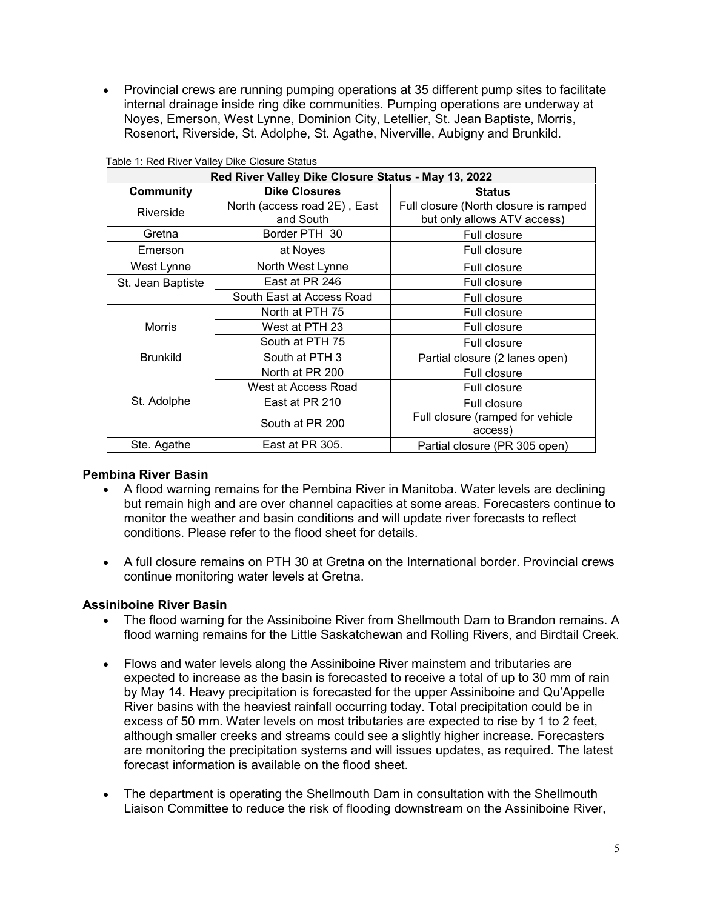- Provincial crews are running pumping operations at 35 different pump sites to facilitate internal drainage inside ring dike communities. Pumping operations are underway at Noyes, Emerson, West Lynne, Dominion City, Letellier, St. Jean Baptiste, Morris, Rosenort, Riverside, St. Adolphe, St. Agathe, Niverville, Aubigny and Brunkild.

Table 1: Red River Valley Dike Closure Status

| Red River Valley Dike Closure Status - May 13, 2022 | | |
|---|---|---|
| **Community** | **Dike Closures** | **Status** |
| Riverside | North (access road 2E) , East and South | Full closure (North closure is ramped but only allows ATV access) |
| Gretna | Border PTH 30 | Full closure |
| Emerson | at Noyes | Full closure |
| West Lynne | North West Lynne | Full closure |
| St. Jean Baptiste | East at PR 246 | Full closure |
| | South East at Access Road | Full closure |
| Morris | North at PTH 75 | Full closure |
| | West at PTH 23 | Full closure |
| | South at PTH 75 | Full closure |
| Brunkild | South at PTH 3 | Partial closure (2 lanes open) |
| St. Adolphe | North at PR 200 | Full closure |
| | West at Access Road | Full closure |
| | East at PR 210 | Full closure |
| | South at PR 200 | Full closure (ramped for vehicle access) |
| Ste. Agathe | East at PR 305. | Partial closure (PR 305 open) |

### Pembina River Basin

- A flood warning remains for the Pembina River in Manitoba. Water levels are declining but remain high and are over channel capacities at some areas. Forecasters continue to monitor the weather and basin conditions and will update river forecasts to reflect conditions. Please refer to the flood sheet for details.

- A full closure remains on PTH 30 at Gretna on the International border. Provincial crews continue monitoring water levels at Gretna.

### Assiniboine River Basin

- The flood warning for the Assiniboine River from Shellmouth Dam to Brandon remains. A flood warning remains for the Little Saskatchewan and Rolling Rivers, and Birdtail Creek.

- Flows and water levels along the Assiniboine River mainstem and tributaries are expected to increase as the basin is forecasted to receive a total of up to 30 mm of rain by May 14. Heavy precipitation is forecasted for the upper Assiniboine and Qu'Appelle River basins with the heaviest rainfall occurring today. Total precipitation could be in excess of 50 mm. Water levels on most tributaries are expected to rise by 1 to 2 feet, although smaller creeks and streams could see a slightly higher increase. Forecasters are monitoring the precipitation systems and will issues updates, as required. The latest forecast information is available on the flood sheet.

- The department is operating the Shellmouth Dam in consultation with the Shellmouth Liaison Committee to reduce the risk of flooding downstream on the Assiniboine River,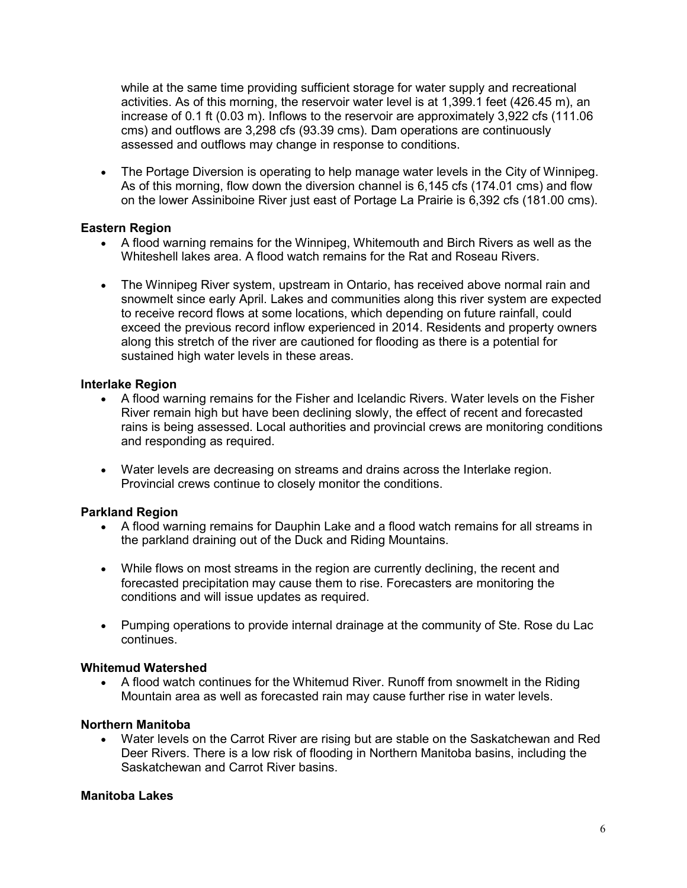while at the same time providing sufficient storage for water supply and recreational activities. As of this morning, the reservoir water level is at 1,399.1 feet (426.45 m), an increase of 0.1 ft (0.03 m). Inflows to the reservoir are approximately 3,922 cfs (111.06 cms) and outflows are 3,298 cfs (93.39 cms). Dam operations are continuously assessed and outflows may change in response to conditions.

- The Portage Diversion is operating to help manage water levels in the City of Winnipeg. As of this morning, flow down the diversion channel is 6,145 cfs (174.01 cms) and flow on the lower Assiniboine River just east of Portage La Prairie is 6,392 cfs (181.00 cms).

**Eastern Region**

- A flood warning remains for the Winnipeg, Whitemouth and Birch Rivers as well as the Whiteshell lakes area. A flood watch remains for the Rat and Roseau Rivers.
- The Winnipeg River system, upstream in Ontario, has received above normal rain and snowmelt since early April. Lakes and communities along this river system are expected to receive record flows at some locations, which depending on future rainfall, could exceed the previous record inflow experienced in 2014. Residents and property owners along this stretch of the river are cautioned for flooding as there is a potential for sustained high water levels in these areas.

**Interlake Region**

- A flood warning remains for the Fisher and Icelandic Rivers. Water levels on the Fisher River remain high but have been declining slowly, the effect of recent and forecasted rains is being assessed. Local authorities and provincial crews are monitoring conditions and responding as required.
- Water levels are decreasing on streams and drains across the Interlake region. Provincial crews continue to closely monitor the conditions.

**Parkland Region**

- A flood warning remains for Dauphin Lake and a flood watch remains for all streams in the parkland draining out of the Duck and Riding Mountains.
- While flows on most streams in the region are currently declining, the recent and forecasted precipitation may cause them to rise. Forecasters are monitoring the conditions and will issue updates as required.
- Pumping operations to provide internal drainage at the community of Ste. Rose du Lac continues.

**Whitemud Watershed**

- A flood watch continues for the Whitemud River. Runoff from snowmelt in the Riding Mountain area as well as forecasted rain may cause further rise in water levels.

**Northern Manitoba**

- Water levels on the Carrot River are rising but are stable on the Saskatchewan and Red Deer Rivers. There is a low risk of flooding in Northern Manitoba basins, including the Saskatchewan and Carrot River basins.

**Manitoba Lakes**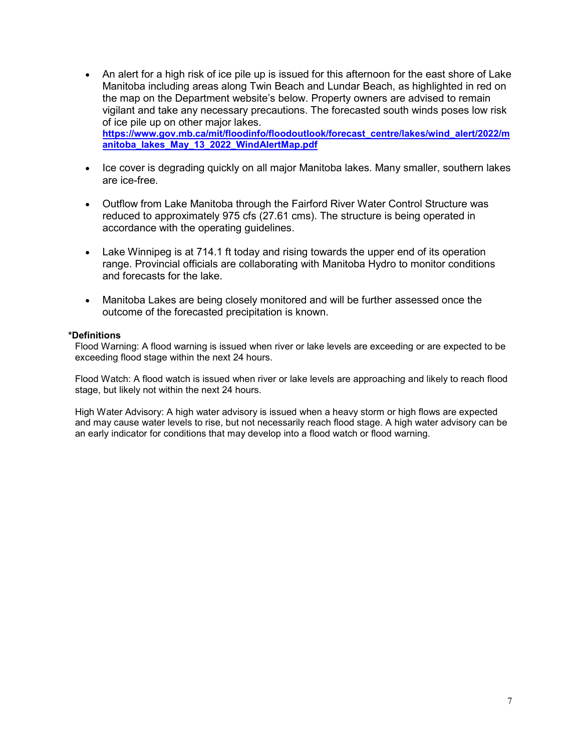- An alert for a high risk of ice pile up is issued for this afternoon for the east shore of Lake Manitoba including areas along Twin Beach and Lundar Beach, as highlighted in red on the map on the Department website's below. Property owners are advised to remain vigilant and take any necessary precautions. The forecasted south winds poses low risk of ice pile up on other major lakes.
  **https://www.gov.mb.ca/mit/floodinfo/floodoutlook/forecast_centre/lakes/wind_alert/2022/manitoba_lakes_May_13_2022_WindAlertMap.pdf**

- Ice cover is degrading quickly on all major Manitoba lakes. Many smaller, southern lakes are ice-free.

- Outflow from Lake Manitoba through the Fairford River Water Control Structure was reduced to approximately 975 cfs (27.61 cms). The structure is being operated in accordance with the operating guidelines.

- Lake Winnipeg is at 714.1 ft today and rising towards the upper end of its operation range. Provincial officials are collaborating with Manitoba Hydro to monitor conditions and forecasts for the lake.

- Manitoba Lakes are being closely monitored and will be further assessed once the outcome of the forecasted precipitation is known.

**\*Definitions**

Flood Warning: A flood warning is issued when river or lake levels are exceeding or are expected to be exceeding flood stage within the next 24 hours.

Flood Watch: A flood watch is issued when river or lake levels are approaching and likely to reach flood stage, but likely not within the next 24 hours.

High Water Advisory: A high water advisory is issued when a heavy storm or high flows are expected and may cause water levels to rise, but not necessarily reach flood stage. A high water advisory can be an early indicator for conditions that may develop into a flood watch or flood warning.